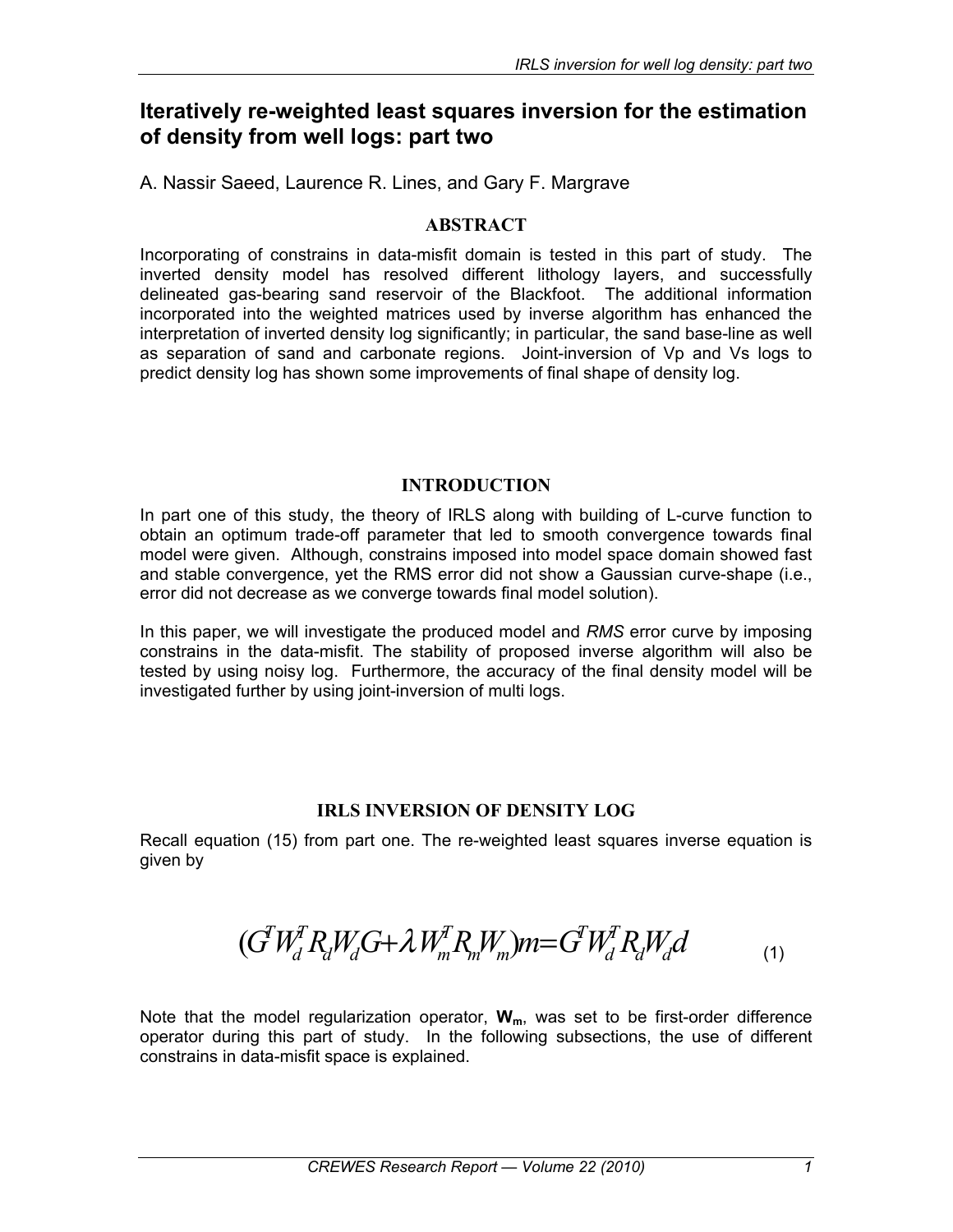# Iteratively re-weighted least squares inversion for the estimation of density from well logs: part two

A. Nassir Saeed, Laurence R. Lines, and Gary F. Margrave

## ABSTRACT

Incorporating of constrains in data-misfit domain is tested in this part of study. The inverted density model has resolved different lithology layers, and successfully delineated gas-bearing sand reservoir of the Blackfoot. The additional information incorporated into the weighted matrices used by inverse algorithm has enhanced the interpretation of inverted density log significantly; in particular, the sand base-line as well as separation of sand and carbonate regions. Joint-inversion of Vp and Vs logs to predict density log has shown some improvements of final shape of density log.

## INTRODUCTION

In part one of this study, the theory of IRLS along with building of L-curve function to obtain an optimum trade-off parameter that led to smooth convergence towards final model were given. Although, constrains imposed into model space domain showed fast and stable convergence, yet the RMS error did not show a Gaussian curve-shape (i.e., error did not decrease as we converge towards final model solution).

In this paper, we will investigate the produced model and *RMS* error curve by imposing constrains in the data-misfit. The stability of proposed inverse algorithm will also be tested by using noisy log. Furthermore, the accuracy of the final density model will be investigated further by using joint-inversion of multi logs.

## IRLS INVERSION OF DENSITY LOG

Recall equation (15) from part one. The re-weighted least squares inverse equation is given by

$$(G^T W_d^T R_d W_d G + \lambda W_m^T R_m W_m) m = G^T W_d^T R_d W_d d \qquad (1)$$

Note that the model regularization operator, $\mathbf{W_m}$, was set to be first-order difference operator during this part of study. In the following subsections, the use of different constrains in data-misfit space is explained.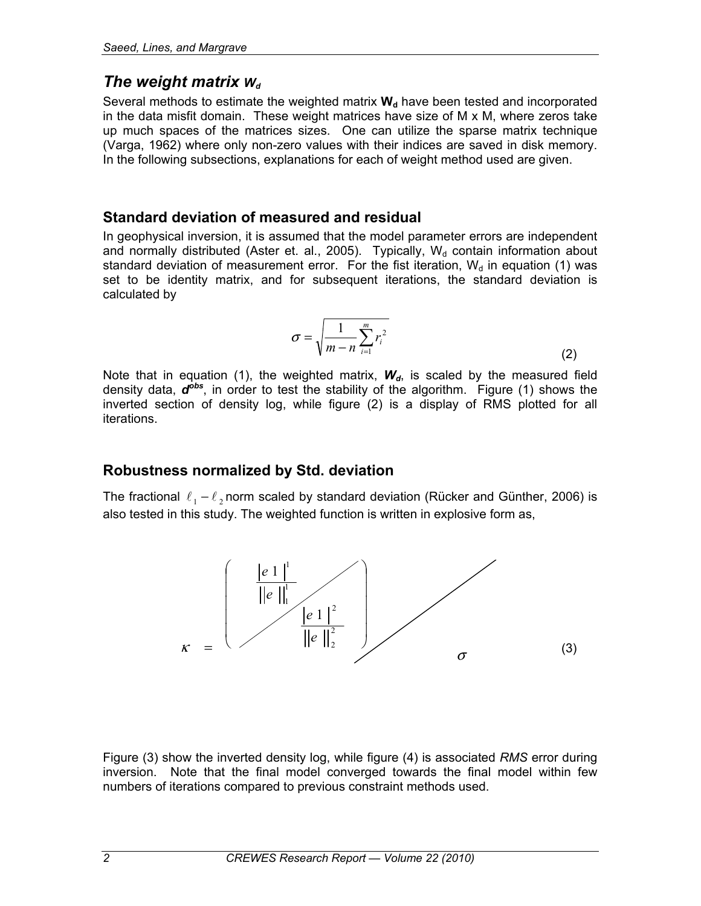## The weight matrix $W_d$

Several methods to estimate the weighted matrix $\mathbf{W_d}$ have been tested and incorporated in the data misfit domain. These weight matrices have size of M x M, where zeros take up much spaces of the matrices sizes. One can utilize the sparse matrix technique (Varga, 1962) where only non-zero values with their indices are saved in disk memory. In the following subsections, explanations for each of weight method used are given.

### Standard deviation of measured and residual

In geophysical inversion, it is assumed that the model parameter errors are independent and normally distributed (Aster et. al., 2005). Typically, $W_d$ contain information about standard deviation of measurement error. For the fist iteration, $W_d$ in equation (1) was set to be identity matrix, and for subsequent iterations, the standard deviation is calculated by

$$\sigma = \sqrt{\frac{1}{m-n}\sum_{i=1}^{m} r_i^2} \tag{2}$$

Note that in equation (1), the weighted matrix, $\boldsymbol{W_d}$, is scaled by the measured field density data, $\boldsymbol{d^{obs}}$, in order to test the stability of the algorithm. Figure (1) shows the inverted section of density log, while figure (2) is a display of RMS plotted for all iterations.

### Robustness normalized by Std. deviation

The fractional $\ell_1 - \ell_2$ norm scaled by standard deviation (Rücker and Günther, 2006) is also tested in this study. The weighted function is written in explosive form as,

$$\kappa = \left. \begin{pmatrix} \dfrac{|e\,1\,|^1}{\|e\,\|_1^1} & \\ & \dfrac{|e\,1\,|^2}{\|e\,\|_2^2} \end{pmatrix} \middle/ \sigma \right. \tag{3}$$

Figure (3) show the inverted density log, while figure (4) is associated *RMS* error during inversion. Note that the final model converged towards the final model within few numbers of iterations compared to previous constraint methods used.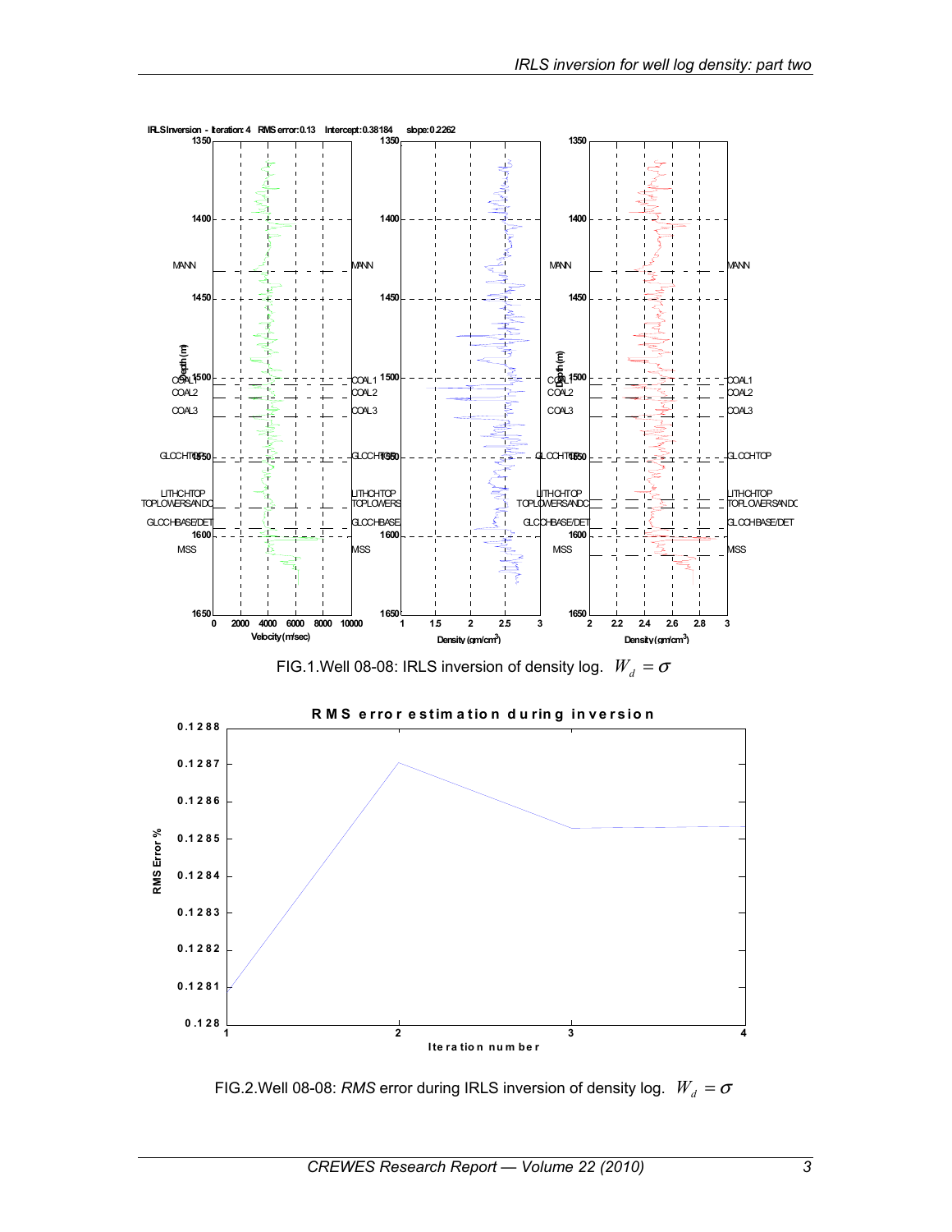FIG.1.Well 08-08: IRLS inversion of density log. $W_d = \sigma$

FIG.2.Well 08-08: *RMS* error during IRLS inversion of density log. $W_d = \sigma$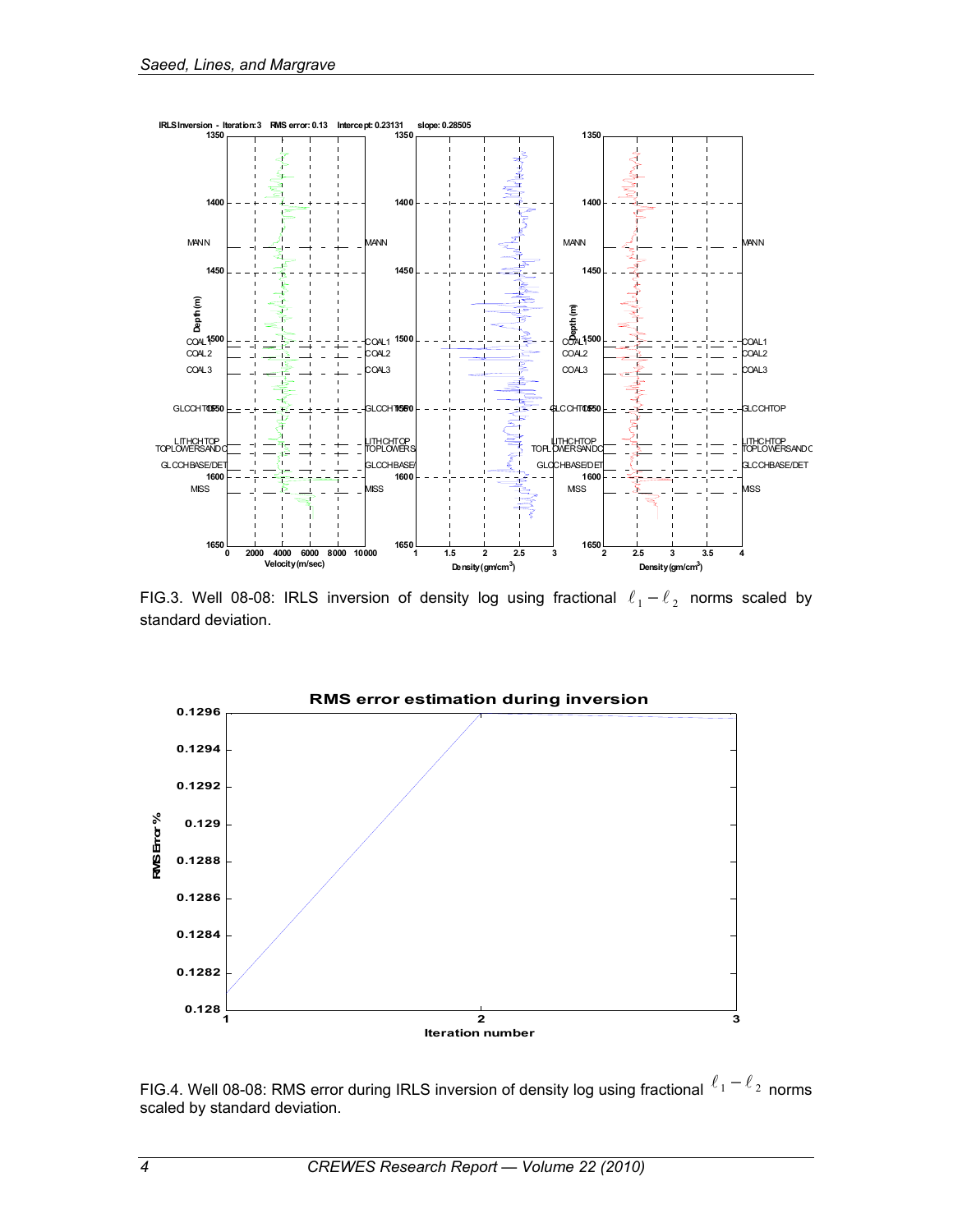FIG.3. Well 08-08: IRLS inversion of density log using fractional $\ell_1 - \ell_2$ norms scaled by standard deviation.

FIG.4. Well 08-08: RMS error during IRLS inversion of density log using fractional $\ell_1 - \ell_2$ norms scaled by standard deviation.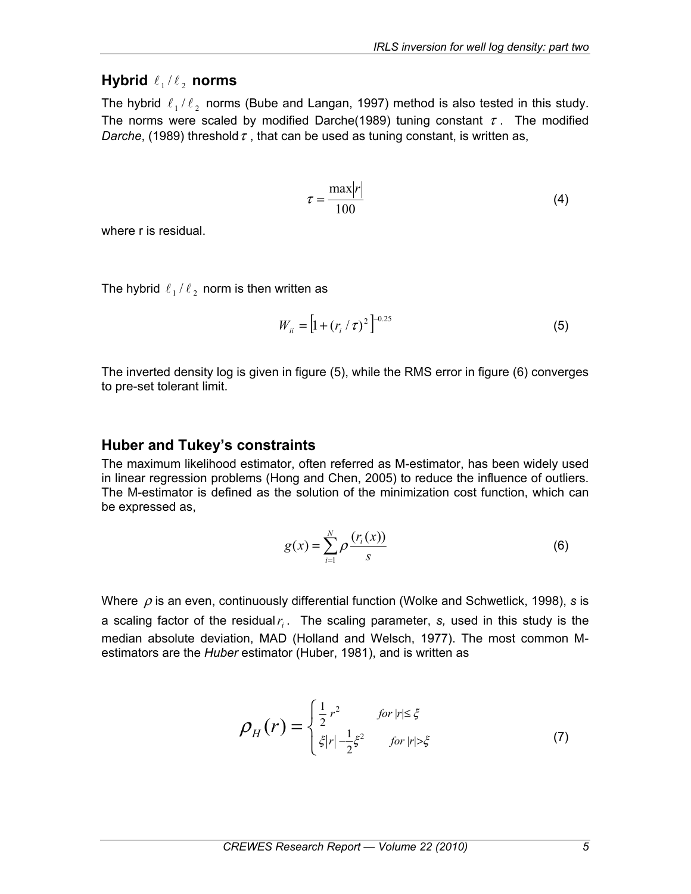## Hybrid $\ell_1/\ell_2$ norms

The hybrid $\ell_1/\ell_2$ norms (Bube and Langan, 1997) method is also tested in this study. The norms were scaled by modified Darche(1989) tuning constant $\tau$. The modified *Darche*, (1989) threshold $\tau$, that can be used as tuning constant, is written as,

$$\tau = \frac{\max|r|}{100} \tag{4}$$

where r is residual.

The hybrid $\ell_1/\ell_2$ norm is then written as

$$W_{ii} = \left[1 + (r_i/\tau)^2\right]^{-0.25} \tag{5}$$

The inverted density log is given in figure (5), while the RMS error in figure (6) converges to pre-set tolerant limit.

## Huber and Tukey's constraints

The maximum likelihood estimator, often referred as M-estimator, has been widely used in linear regression problems (Hong and Chen, 2005) to reduce the influence of outliers. The M-estimator is defined as the solution of the minimization cost function, which can be expressed as,

$$g(x) = \sum_{i=1}^{N} \rho \frac{(r_i(x))}{s} \tag{6}$$

Where $\rho$ is an even, continuously differential function (Wolke and Schwetlick, 1998), *s* is a scaling factor of the residual $r_i$. The scaling parameter, *s,* used in this study is the median absolute deviation, MAD (Holland and Welsch, 1977). The most common M-estimators are the *Huber* estimator (Huber, 1981), and is written as

$$\rho_H(r) = \begin{cases} \frac{1}{2} r^2 & \text{for } |r| \le \xi \\ \xi|r| - \frac{1}{2}\xi^2 & \text{for } |r| > \xi \end{cases} \tag{7}$$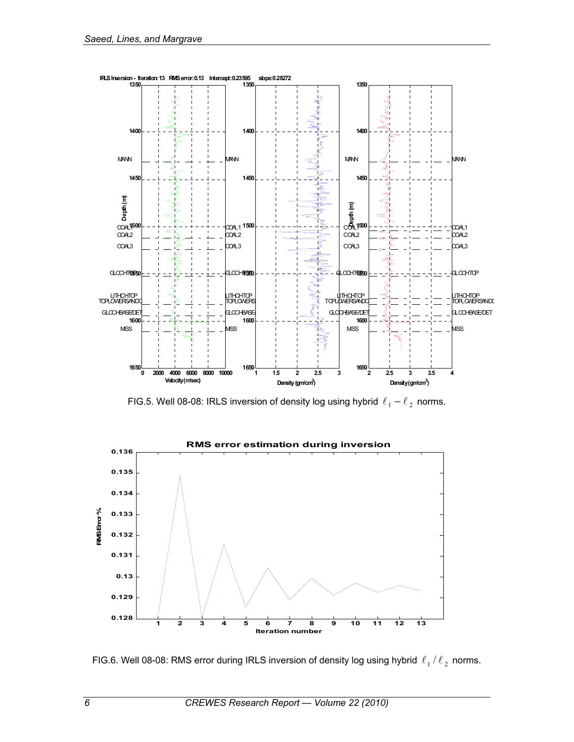FIG.5. Well 08-08: IRLS inversion of density log using hybrid $\ell_1 - \ell_2$ norms.

FIG.6. Well 08-08: RMS error during IRLS inversion of density log using hybrid $\ell_1 / \ell_2$ norms.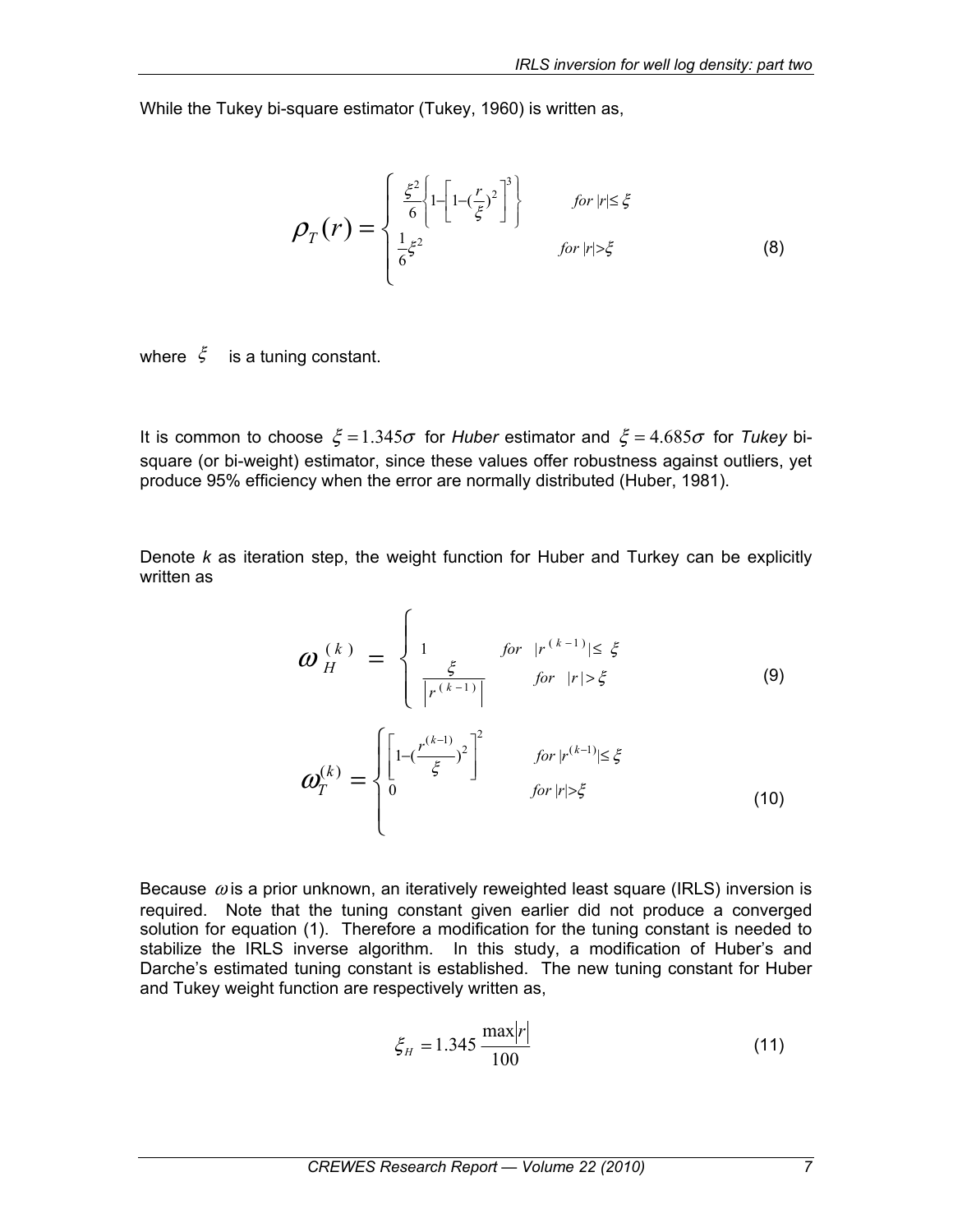While the Tukey bi-square estimator (Tukey, 1960) is written as,

$$\rho_T(r) = \begin{cases} \frac{\xi^2}{6}\left\{1-\left[1-(\frac{r}{\xi})^2\right]^3\right\} & for\ |r| \leq \xi \\ \frac{1}{6}\xi^2 & for\ |r| > \xi \end{cases} \tag{8}$$

where $\xi$ is a tuning constant.

It is common to choose $\xi = 1.345\sigma$ for *Huber* estimator and $\xi = 4.685\sigma$ for *Tukey* bi-square (or bi-weight) estimator, since these values offer robustness against outliers, yet produce 95% efficiency when the error are normally distributed (Huber, 1981).

Denote *k* as iteration step, the weight function for Huber and Turkey can be explicitly written as

$$\omega_H^{(k)} = \begin{cases} 1 & for\ \ |r^{(k-1)}| \leq \xi \\ \frac{\xi}{\left|r^{(k-1)}\right|} & for\ \ |r| > \xi \end{cases} \tag{9}$$

$$\omega_T^{(k)} = \begin{cases} \left[1-(\frac{r^{(k-1)}}{\xi})^2\right]^2 & for\ |r^{(k-1)}| \leq \xi \\ 0 & for\ |r| > \xi \end{cases} \tag{10}$$

Because $\omega$ is a prior unknown, an iteratively reweighted least square (IRLS) inversion is required. Note that the tuning constant given earlier did not produce a converged solution for equation (1). Therefore a modification for the tuning constant is needed to stabilize the IRLS inverse algorithm. In this study, a modification of Huber's and Darche's estimated tuning constant is established. The new tuning constant for Huber and Tukey weight function are respectively written as,

$$\xi_H = 1.345 \frac{\max|r|}{100} \tag{11}$$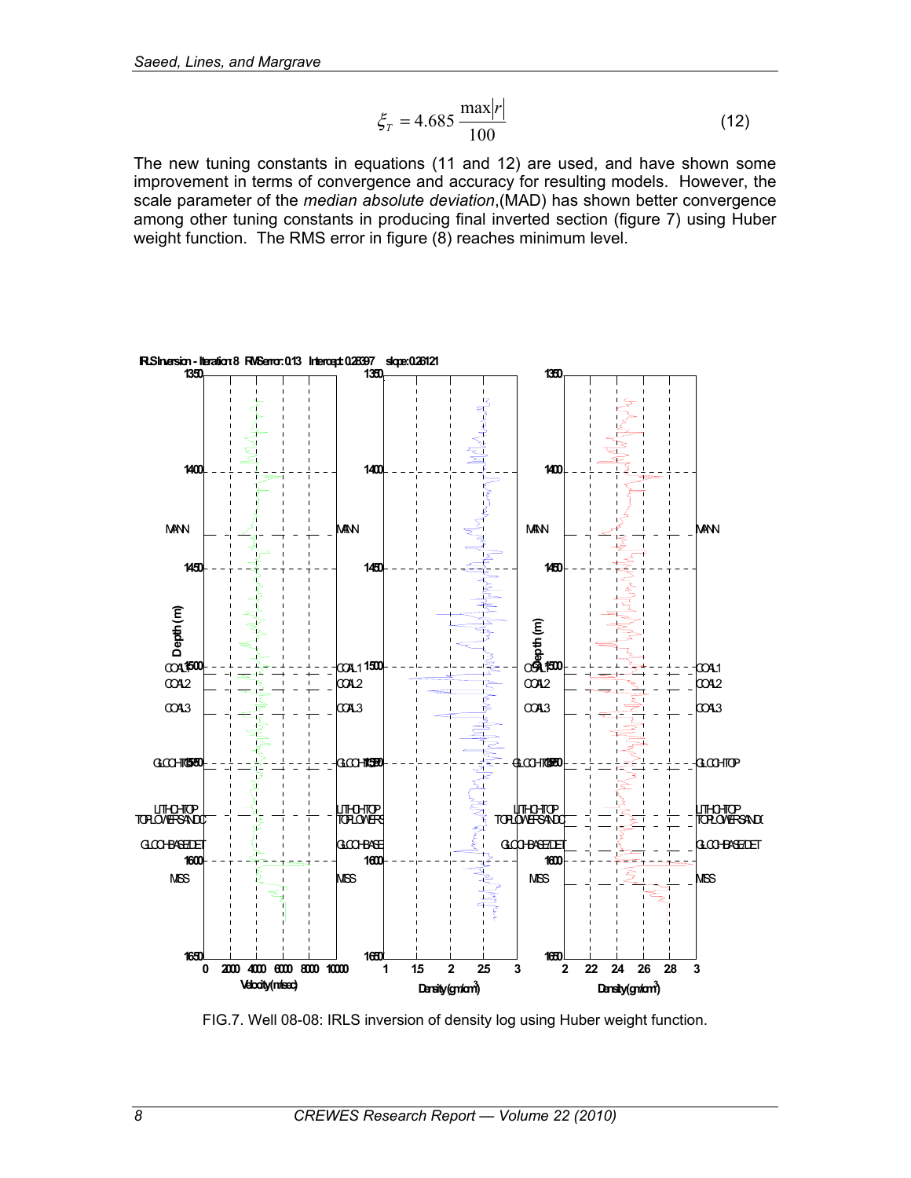$$\xi_T = 4.685 \frac{\max|r|}{100} \tag{12}$$

The new tuning constants in equations (11 and 12) are used, and have shown some improvement in terms of convergence and accuracy for resulting models. However, the scale parameter of the *median absolute deviation*,(MAD) has shown better convergence among other tuning constants in producing final inverted section (figure 7) using Huber weight function. The RMS error in figure (8) reaches minimum level.

FIG.7. Well 08-08: IRLS inversion of density log using Huber weight function.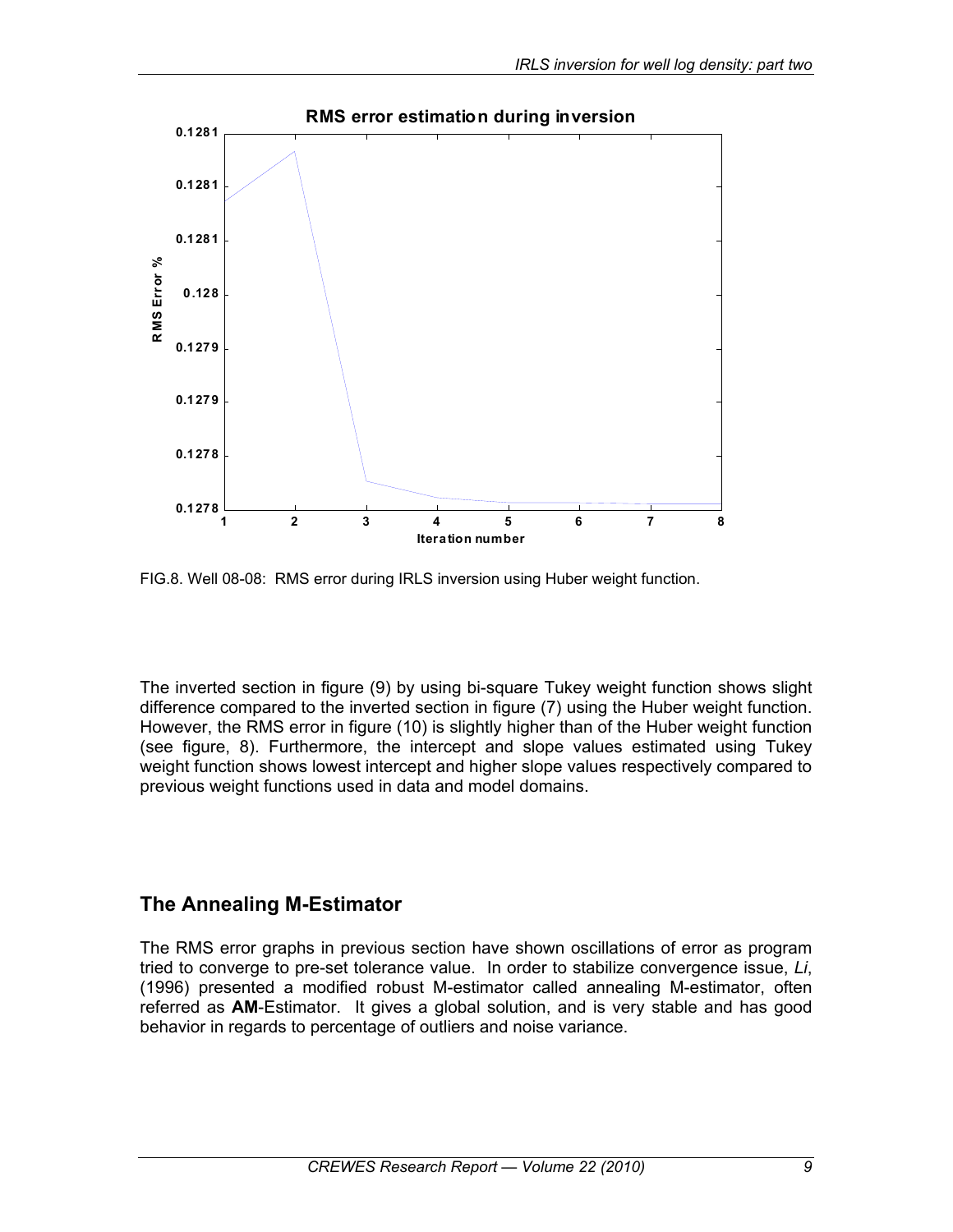FIG.8. Well 08-08: RMS error during IRLS inversion using Huber weight function.

The inverted section in figure (9) by using bi-square Tukey weight function shows slight difference compared to the inverted section in figure (7) using the Huber weight function. However, the RMS error in figure (10) is slightly higher than of the Huber weight function (see figure, 8). Furthermore, the intercept and slope values estimated using Tukey weight function shows lowest intercept and higher slope values respectively compared to previous weight functions used in data and model domains.

## The Annealing M-Estimator

The RMS error graphs in previous section have shown oscillations of error as program tried to converge to pre-set tolerance value. In order to stabilize convergence issue, *Li*, (1996) presented a modified robust M-estimator called annealing M-estimator, often referred as **AM**-Estimator. It gives a global solution, and is very stable and has good behavior in regards to percentage of outliers and noise variance.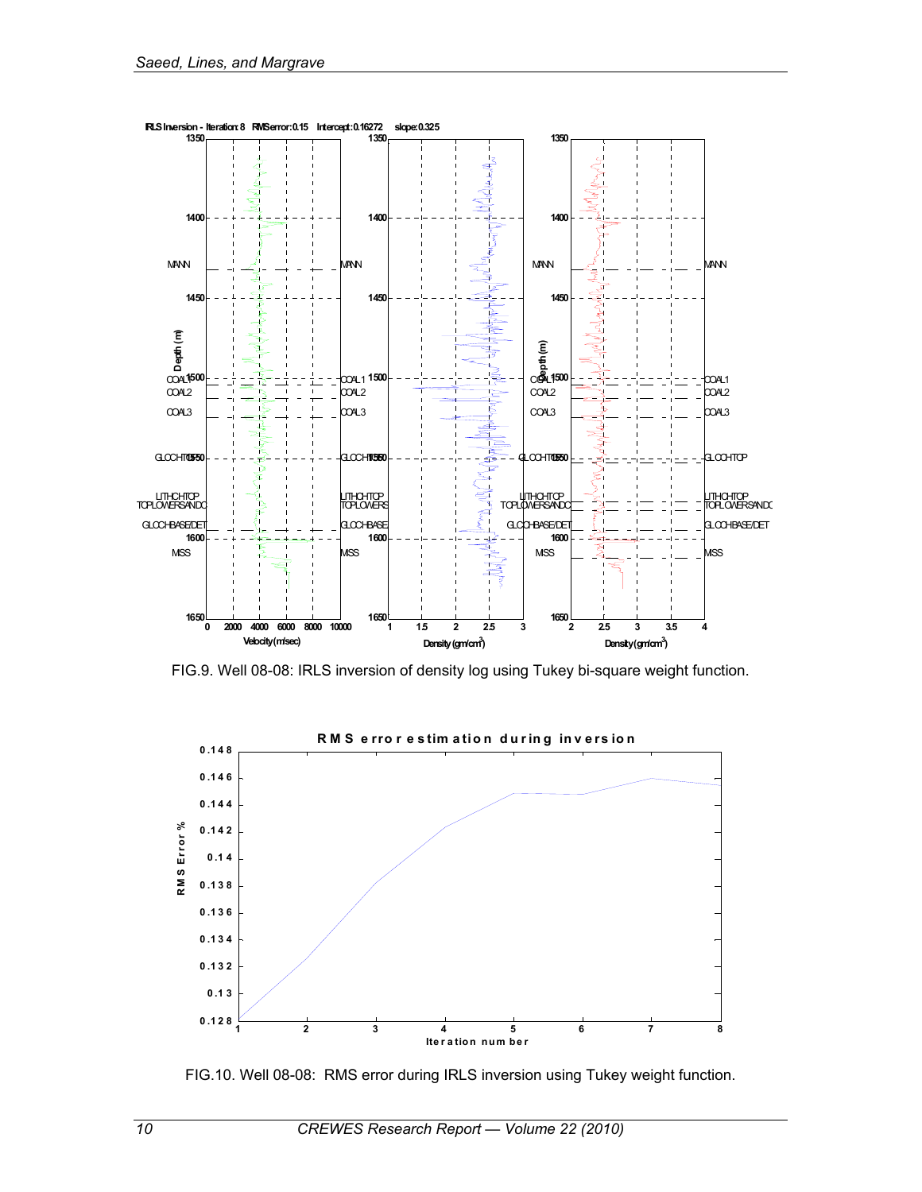FIG.9. Well 08-08: IRLS inversion of density log using Tukey bi-square weight function.

FIG.10. Well 08-08: RMS error during IRLS inversion using Tukey weight function.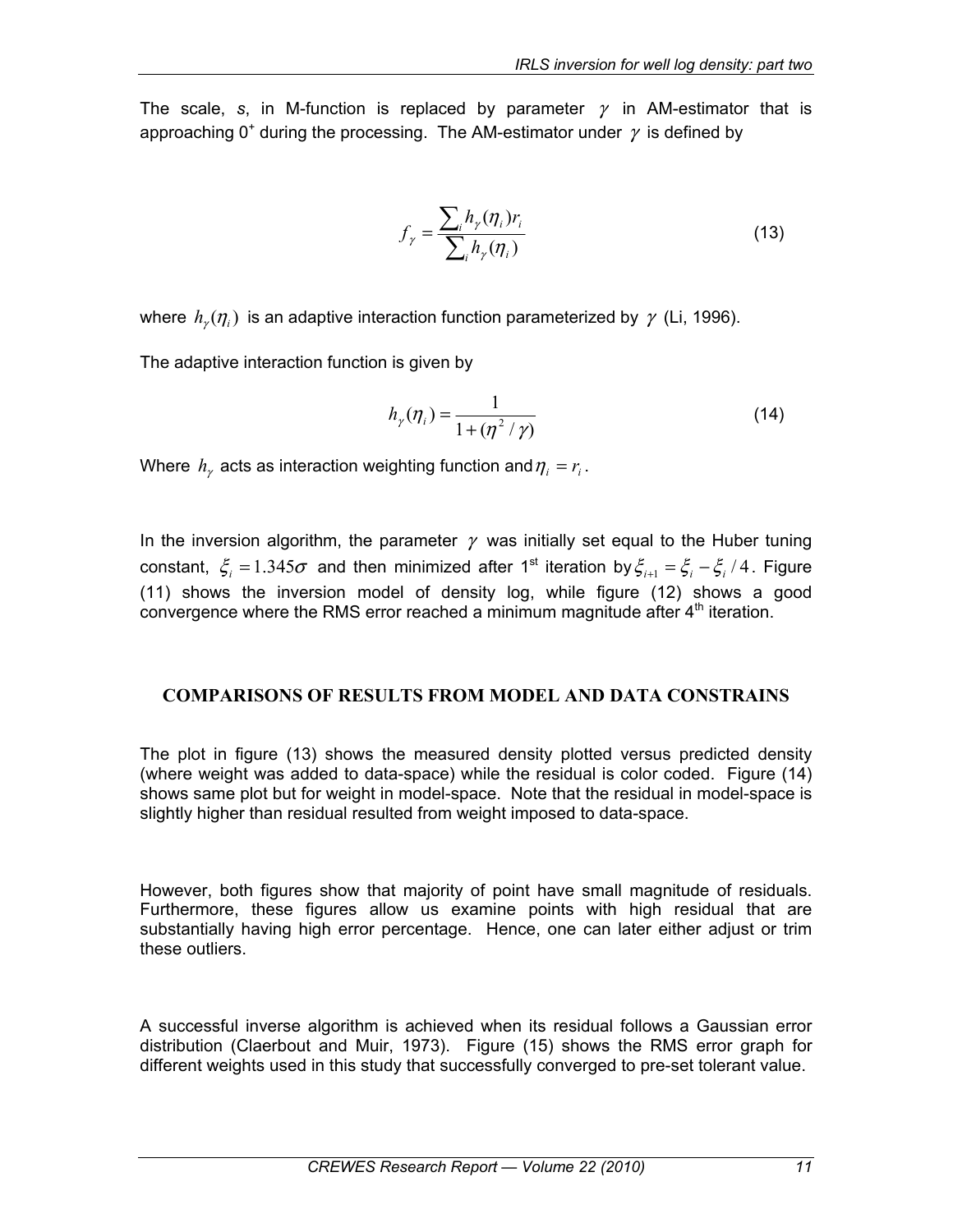The scale, *s*, in M-function is replaced by parameter $\gamma$ in AM-estimator that is approaching $0^+$ during the processing. The AM-estimator under $\gamma$ is defined by

$$f_\gamma = \frac{\sum_i h_\gamma(\eta_i) r_i}{\sum_i h_\gamma(\eta_i)} \quad (13)$$

where $h_\gamma(\eta_i)$ is an adaptive interaction function parameterized by $\gamma$ (Li, 1996).

The adaptive interaction function is given by

$$h_\gamma(\eta_i) = \frac{1}{1 + (\eta^2 / \gamma)} \quad (14)$$

Where $h_\gamma$ acts as interaction weighting function and $\eta_i = r_i$.

In the inversion algorithm, the parameter $\gamma$ was initially set equal to the Huber tuning constant, $\xi_i = 1.345\sigma$ and then minimized after 1st iteration by $\xi_{i+1} = \xi_i - \xi_i / 4$. Figure (11) shows the inversion model of density log, while figure (12) shows a good convergence where the RMS error reached a minimum magnitude after 4th iteration.

## COMPARISONS OF RESULTS FROM MODEL AND DATA CONSTRAINS

The plot in figure (13) shows the measured density plotted versus predicted density (where weight was added to data-space) while the residual is color coded. Figure (14) shows same plot but for weight in model-space. Note that the residual in model-space is slightly higher than residual resulted from weight imposed to data-space.

However, both figures show that majority of point have small magnitude of residuals. Furthermore, these figures allow us examine points with high residual that are substantially having high error percentage. Hence, one can later either adjust or trim these outliers.

A successful inverse algorithm is achieved when its residual follows a Gaussian error distribution (Claerbout and Muir, 1973). Figure (15) shows the RMS error graph for different weights used in this study that successfully converged to pre-set tolerant value.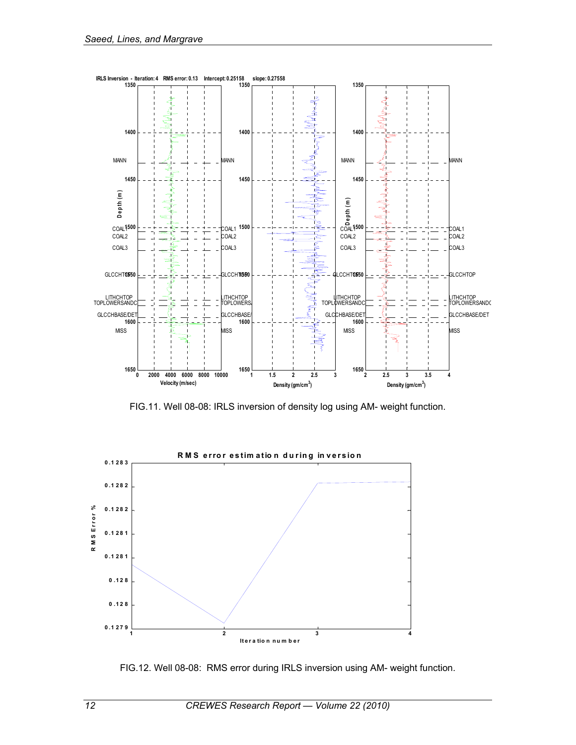FIG.11. Well 08-08: IRLS inversion of density log using AM- weight function.

FIG.12. Well 08-08: RMS error during IRLS inversion using AM- weight function.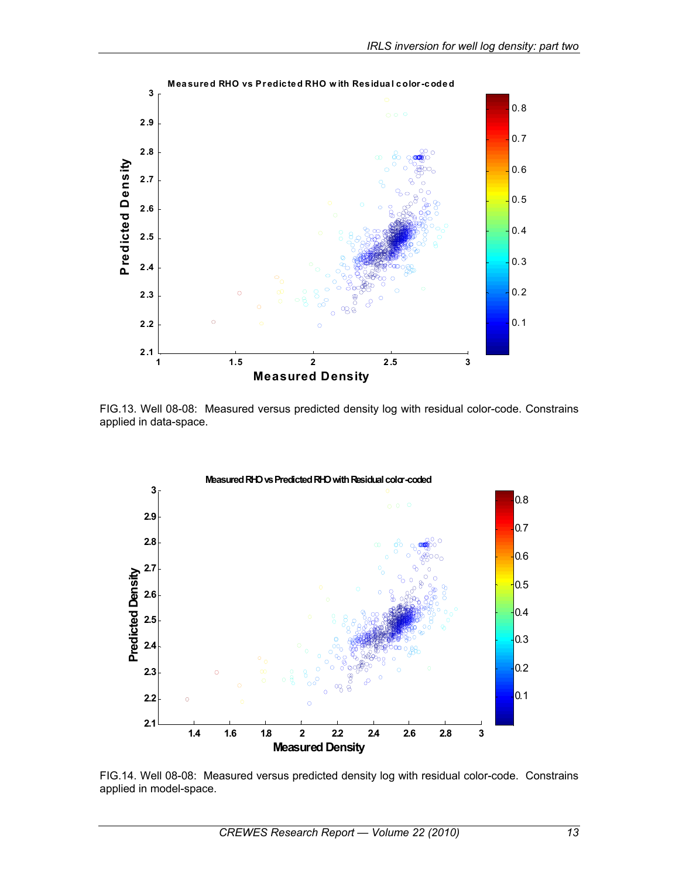FIG.13. Well 08-08: Measured versus predicted density log with residual color-code. Constrains applied in data-space.

FIG.14. Well 08-08: Measured versus predicted density log with residual color-code. Constrains applied in model-space.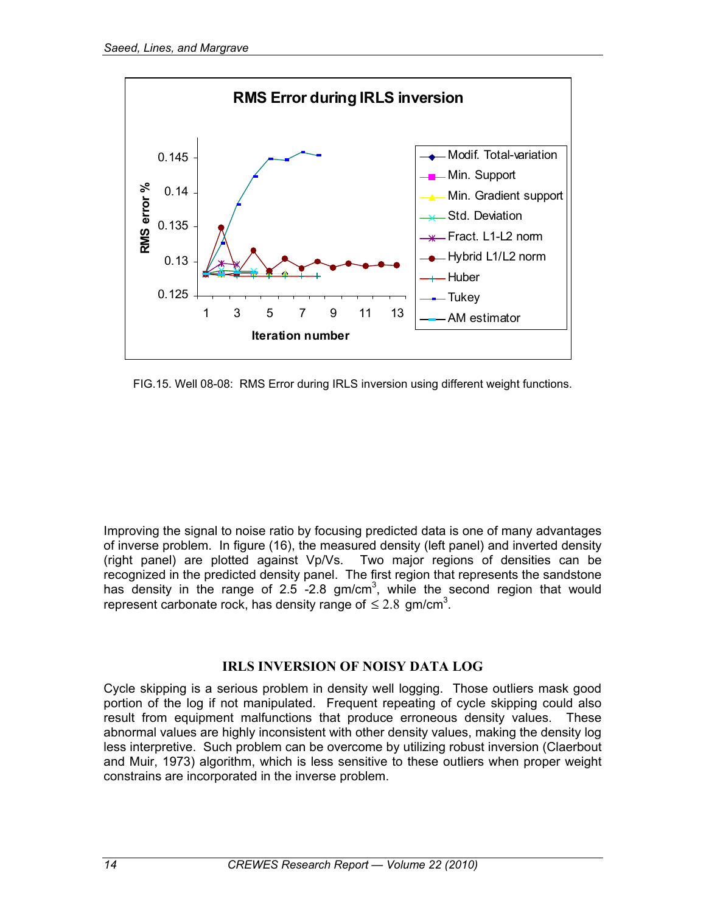FIG.15. Well 08-08: RMS Error during IRLS inversion using different weight functions.

Improving the signal to noise ratio by focusing predicted data is one of many advantages of inverse problem. In figure (16), the measured density (left panel) and inverted density (right panel) are plotted against Vp/Vs. Two major regions of densities can be recognized in the predicted density panel. The first region that represents the sandstone has density in the range of 2.5 -2.8 gm/cm$^3$, while the second region that would represent carbonate rock, has density range of $\leq 2.8$ gm/cm$^3$.

## IRLS INVERSION OF NOISY DATA LOG

Cycle skipping is a serious problem in density well logging. Those outliers mask good portion of the log if not manipulated. Frequent repeating of cycle skipping could also result from equipment malfunctions that produce erroneous density values. These abnormal values are highly inconsistent with other density values, making the density log less interpretive. Such problem can be overcome by utilizing robust inversion (Claerbout and Muir, 1973) algorithm, which is less sensitive to these outliers when proper weight constrains are incorporated in the inverse problem.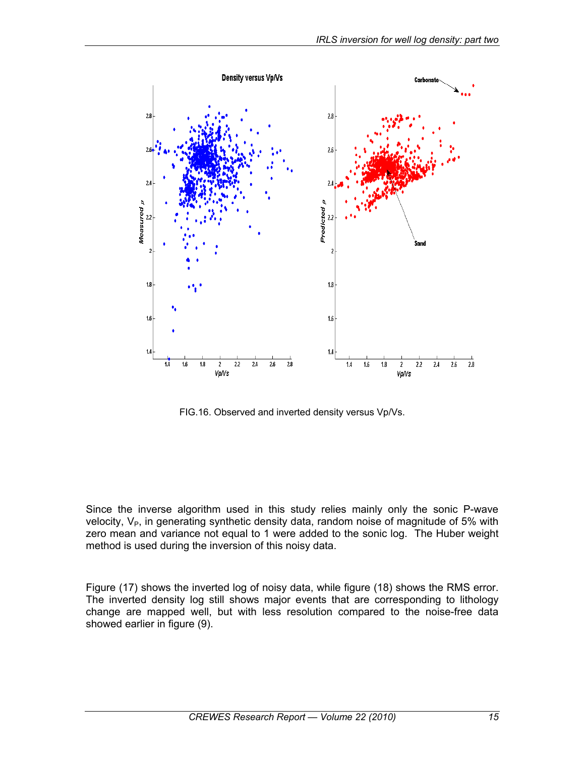FIG.16. Observed and inverted density versus Vp/Vs.

Since the inverse algorithm used in this study relies mainly only the sonic P-wave velocity, $V_P$, in generating synthetic density data, random noise of magnitude of 5% with zero mean and variance not equal to 1 were added to the sonic log. The Huber weight method is used during the inversion of this noisy data.

Figure (17) shows the inverted log of noisy data, while figure (18) shows the RMS error. The inverted density log still shows major events that are corresponding to lithology change are mapped well, but with less resolution compared to the noise-free data showed earlier in figure (9).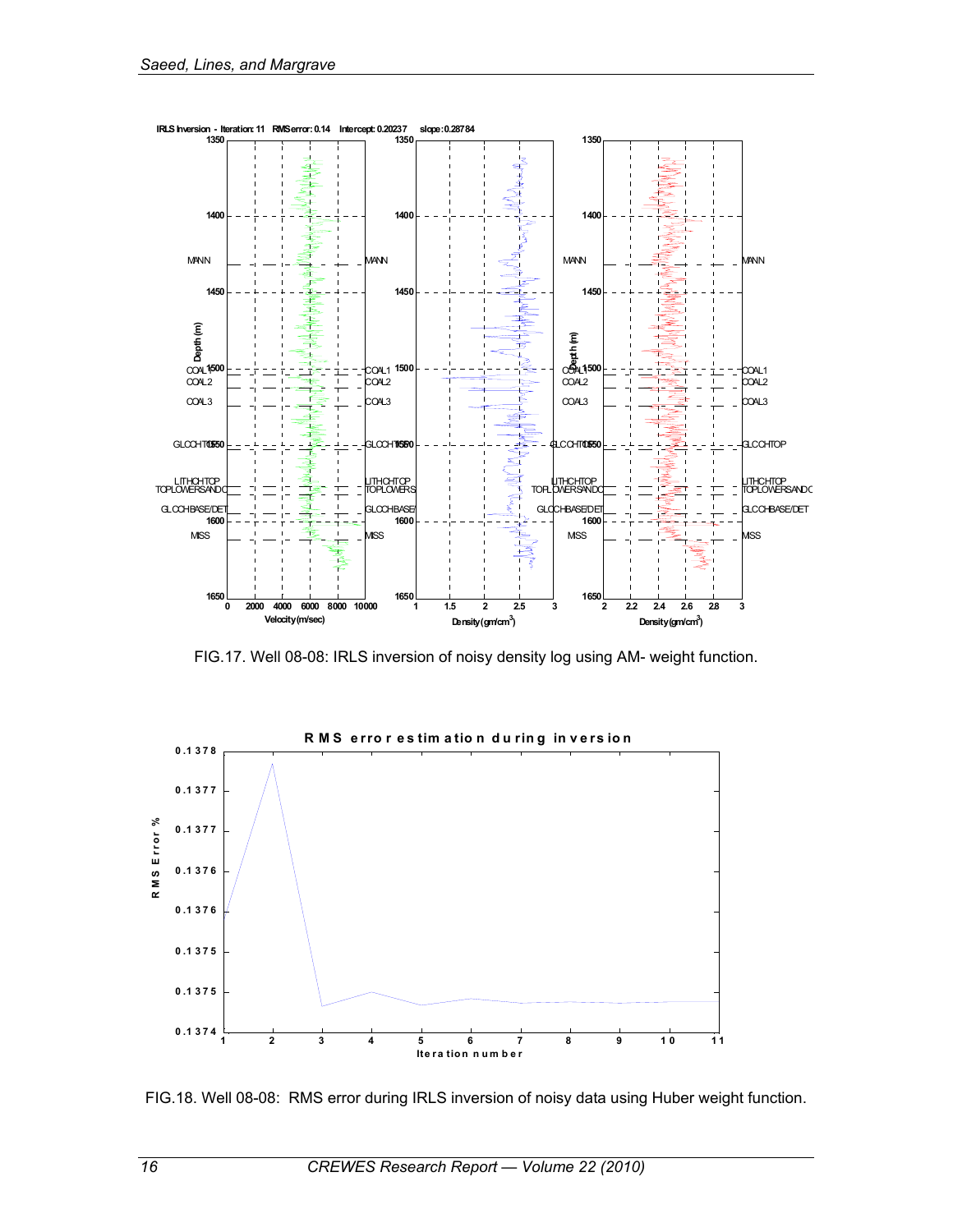FIG.17. Well 08-08: IRLS inversion of noisy density log using AM- weight function.

FIG.18. Well 08-08: RMS error during IRLS inversion of noisy data using Huber weight function.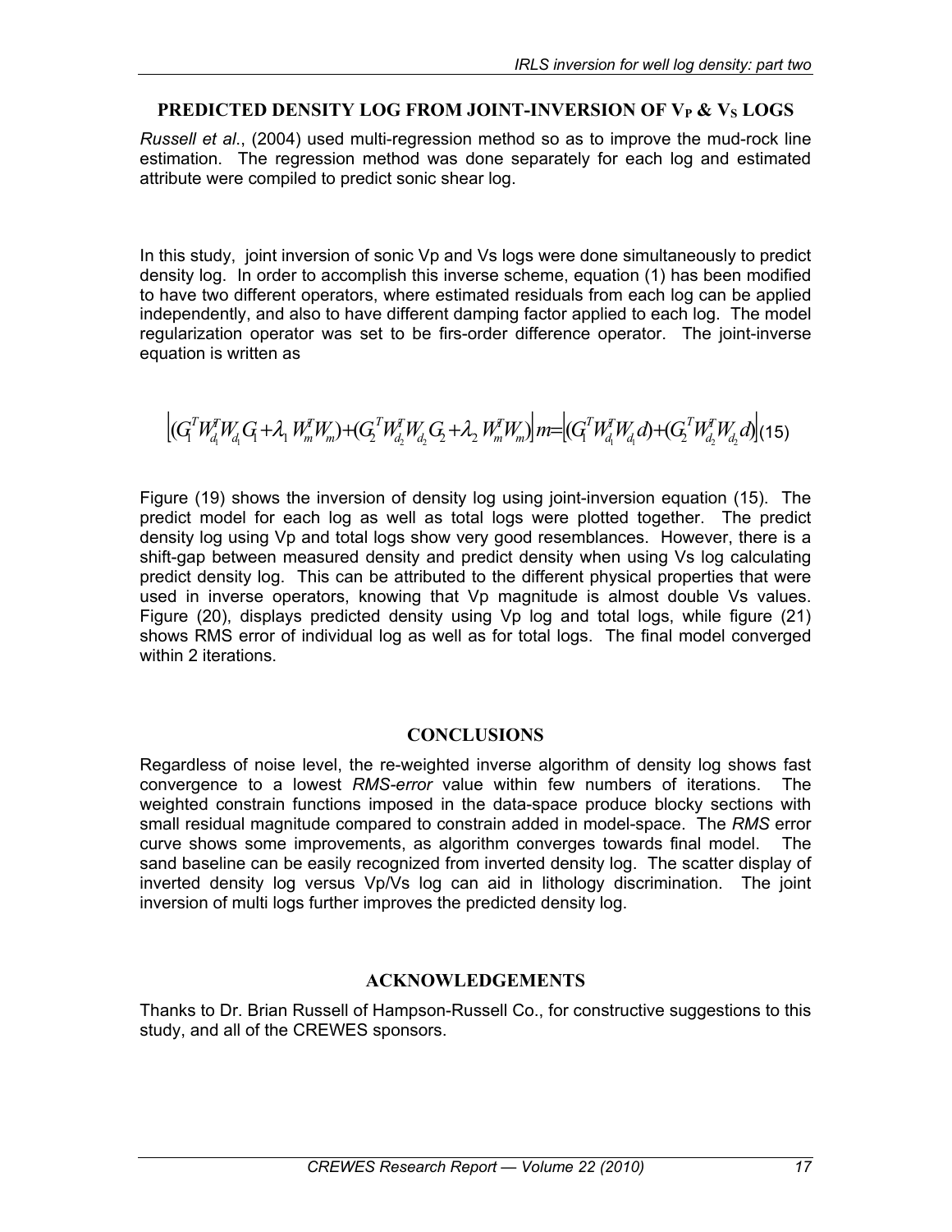## PREDICTED DENSITY LOG FROM JOINT-INVERSION OF $V_P$ & $V_S$ LOGS

*Russell et al*., (2004) used multi-regression method so as to improve the mud-rock line estimation. The regression method was done separately for each log and estimated attribute were compiled to predict sonic shear log.

In this study, joint inversion of sonic Vp and Vs logs were done simultaneously to predict density log. In order to accomplish this inverse scheme, equation (1) has been modified to have two different operators, where estimated residuals from each log can be applied independently, and also to have different damping factor applied to each log. The model regularization operator was set to be firs-order difference operator. The joint-inverse equation is written as

$$\left[(G_1^T W_{d_1}^T W_{d_1} G_1 + \lambda_1 W_m^T W_m) + (G_2^T W_{d_2}^T W_{d_2} G_2 + \lambda_2 W_m^T W_m)\right] m = \left[(G_1^T W_{d_1}^T W_{d_1} d) + (G_2^T W_{d_2}^T W_{d_2} d)\right] \quad (15)$$

Figure (19) shows the inversion of density log using joint-inversion equation (15). The predict model for each log as well as total logs were plotted together. The predict density log using Vp and total logs show very good resemblances. However, there is a shift-gap between measured density and predict density when using Vs log calculating predict density log. This can be attributed to the different physical properties that were used in inverse operators, knowing that Vp magnitude is almost double Vs values. Figure (20), displays predicted density using Vp log and total logs, while figure (21) shows RMS error of individual log as well as for total logs. The final model converged within 2 iterations.

## CONCLUSIONS

Regardless of noise level, the re-weighted inverse algorithm of density log shows fast convergence to a lowest *RMS-error* value within few numbers of iterations. The weighted constrain functions imposed in the data-space produce blocky sections with small residual magnitude compared to constrain added in model-space. The *RMS* error curve shows some improvements, as algorithm converges towards final model. The sand baseline can be easily recognized from inverted density log. The scatter display of inverted density log versus Vp/Vs log can aid in lithology discrimination. The joint inversion of multi logs further improves the predicted density log.

## ACKNOWLEDGEMENTS

Thanks to Dr. Brian Russell of Hampson-Russell Co., for constructive suggestions to this study, and all of the CREWES sponsors.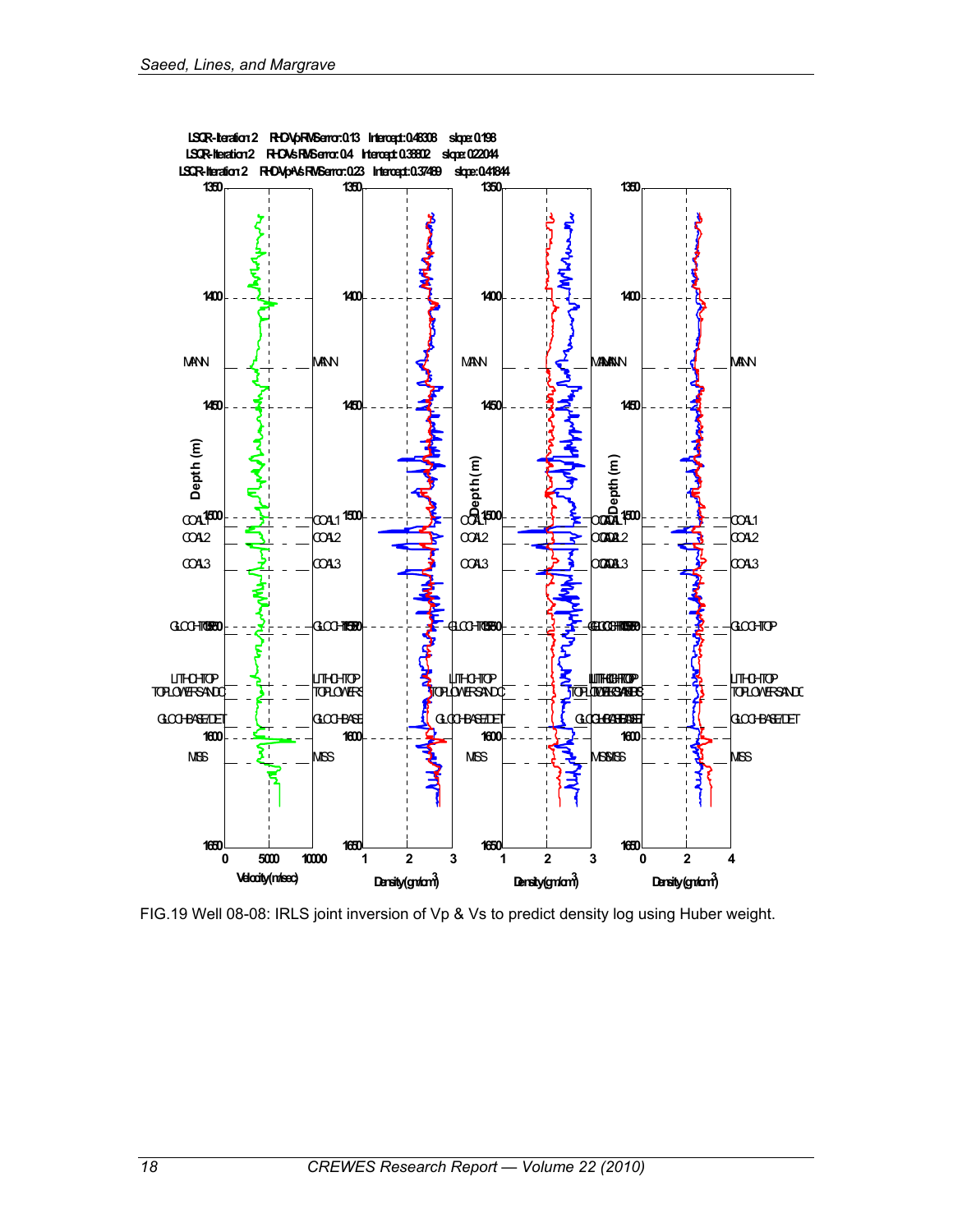FIG.19 Well 08-08: IRLS joint inversion of Vp & Vs to predict density log using Huber weight.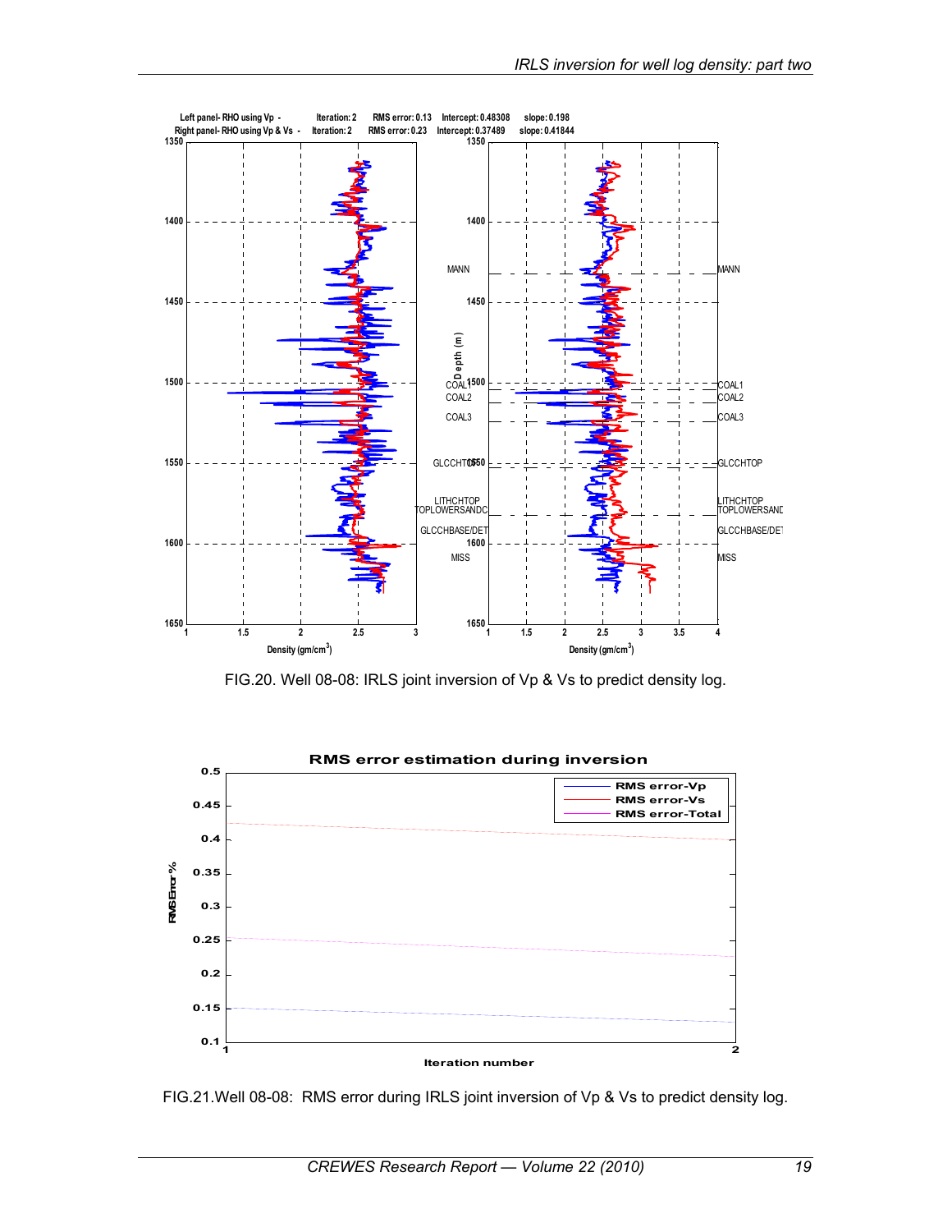FIG.20. Well 08-08: IRLS joint inversion of Vp & Vs to predict density log.

FIG.21.Well 08-08: RMS error during IRLS joint inversion of Vp & Vs to predict density log.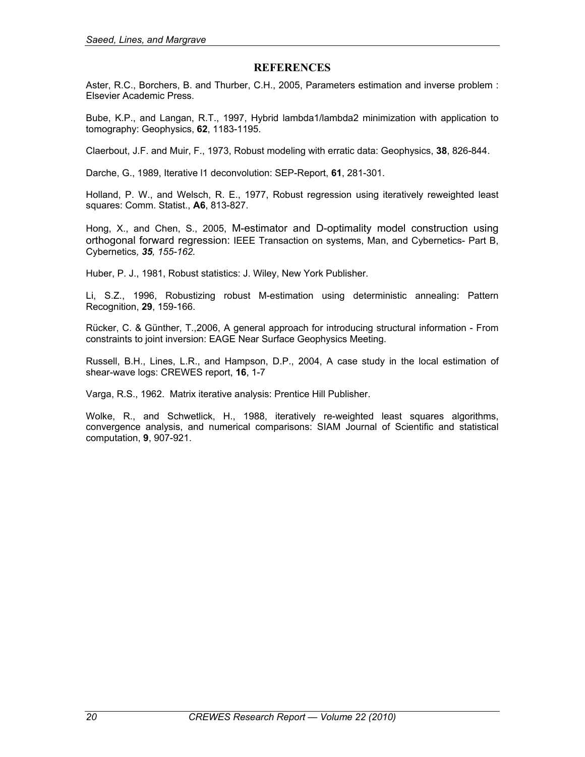## REFERENCES

Aster, R.C., Borchers, B. and Thurber, C.H., 2005, Parameters estimation and inverse problem : Elsevier Academic Press.

Bube, K.P., and Langan, R.T., 1997, Hybrid lambda1/lambda2 minimization with application to tomography: Geophysics, **62**, 1183-1195.

Claerbout, J.F. and Muir, F., 1973, Robust modeling with erratic data: Geophysics, **38**, 826-844.

Darche, G., 1989, Iterative l1 deconvolution: SEP-Report, **61**, 281-301.

Holland, P. W., and Welsch, R. E., 1977, Robust regression using iteratively reweighted least squares: Comm. Statist., **A6**, 813-827.

Hong, X., and Chen, S., 2005, M-estimator and D-optimality model construction using orthogonal forward regression: IEEE Transaction on systems, Man, and Cybernetics- Part B, Cybernetics*, **35**, 155-162.*

Huber, P. J., 1981, Robust statistics: J. Wiley, New York Publisher.

Li, S.Z., 1996, Robustizing robust M-estimation using deterministic annealing: Pattern Recognition, **29**, 159-166.

Rücker, C. & Günther, T.,2006, A general approach for introducing structural information - From constraints to joint inversion: EAGE Near Surface Geophysics Meeting.

Russell, B.H., Lines, L.R., and Hampson, D.P., 2004, A case study in the local estimation of shear-wave logs: CREWES report, **16**, 1-7

Varga, R.S., 1962. Matrix iterative analysis: Prentice Hill Publisher.

Wolke, R., and Schwetlick, H., 1988, iteratively re-weighted least squares algorithms, convergence analysis, and numerical comparisons: SIAM Journal of Scientific and statistical computation, **9**, 907-921.